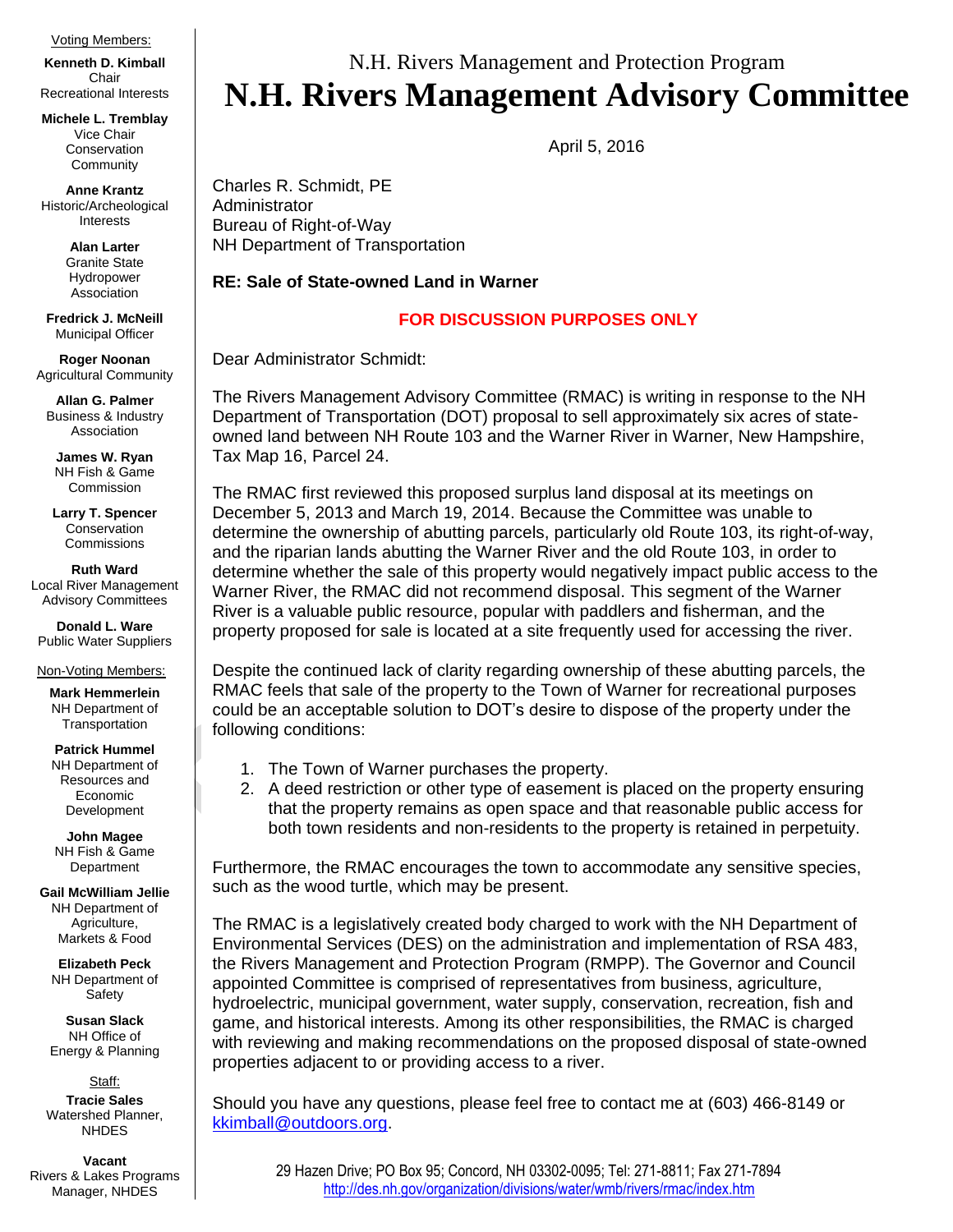N.H. Rivers Management and Protection Program

# N.H. Rivers Management Advisory Committee

April 5, 2016

Charles R. Schmidt, PE
Administrator
Bureau of Right-of-Way
NH Department of Transportation

**RE: Sale of State-owned Land in Warner**

**FOR DISCUSSION PURPOSES ONLY**

Dear Administrator Schmidt:

The Rivers Management Advisory Committee (RMAC) is writing in response to the NH Department of Transportation (DOT) proposal to sell approximately six acres of state-owned land between NH Route 103 and the Warner River in Warner, New Hampshire, Tax Map 16, Parcel 24.

The RMAC first reviewed this proposed surplus land disposal at its meetings on December 5, 2013 and March 19, 2014. Because the Committee was unable to determine the ownership of abutting parcels, particularly old Route 103, its right-of-way, and the riparian lands abutting the Warner River and the old Route 103, in order to determine whether the sale of this property would negatively impact public access to the Warner River, the RMAC did not recommend disposal. This segment of the Warner River is a valuable public resource, popular with paddlers and fisherman, and the property proposed for sale is located at a site frequently used for accessing the river.

Despite the continued lack of clarity regarding ownership of these abutting parcels, the RMAC feels that sale of the property to the Town of Warner for recreational purposes could be an acceptable solution to DOT's desire to dispose of the property under the following conditions:

1. The Town of Warner purchases the property.
2. A deed restriction or other type of easement is placed on the property ensuring that the property remains as open space and that reasonable public access for both town residents and non-residents to the property is retained in perpetuity.

Furthermore, the RMAC encourages the town to accommodate any sensitive species, such as the wood turtle, which may be present.

The RMAC is a legislatively created body charged to work with the NH Department of Environmental Services (DES) on the administration and implementation of RSA 483, the Rivers Management and Protection Program (RMPP). The Governor and Council appointed Committee is comprised of representatives from business, agriculture, hydroelectric, municipal government, water supply, conservation, recreation, fish and game, and historical interests. Among its other responsibilities, the RMAC is charged with reviewing and making recommendations on the proposed disposal of state-owned properties adjacent to or providing access to a river.

Should you have any questions, please feel free to contact me at (603) 466-8149 or kkimball@outdoors.org.

---

Voting Members:

**Kenneth D. Kimball**
Chair
Recreational Interests

**Michele L. Tremblay**
Vice Chair
Conservation Community

**Anne Krantz**
Historic/Archeological Interests

**Alan Larter**
Granite State Hydropower Association

**Fredrick J. McNeill**
Municipal Officer

**Roger Noonan**
Agricultural Community

**Allan G. Palmer**
Business & Industry Association

**James W. Ryan**
NH Fish & Game Commission

**Larry T. Spencer**
Conservation Commissions

**Ruth Ward**
Local River Management Advisory Committees

**Donald L. Ware**
Public Water Suppliers

Non-Voting Members:

**Mark Hemmerlein**
NH Department of Transportation

**Patrick Hummel**
NH Department of Resources and Economic Development

**John Magee**
NH Fish & Game Department

**Gail McWilliam Jellie**
NH Department of Agriculture, Markets & Food

**Elizabeth Peck**
NH Department of Safety

**Susan Slack**
NH Office of Energy & Planning

Staff:

**Tracie Sales**
Watershed Planner, NHDES

**Vacant**
Rivers & Lakes Programs Manager, NHDES

---

29 Hazen Drive; PO Box 95; Concord, NH 03302-0095; Tel: 271-8811; Fax 271-7894
http://des.nh.gov/organization/divisions/water/wmb/rivers/rmac/index.htm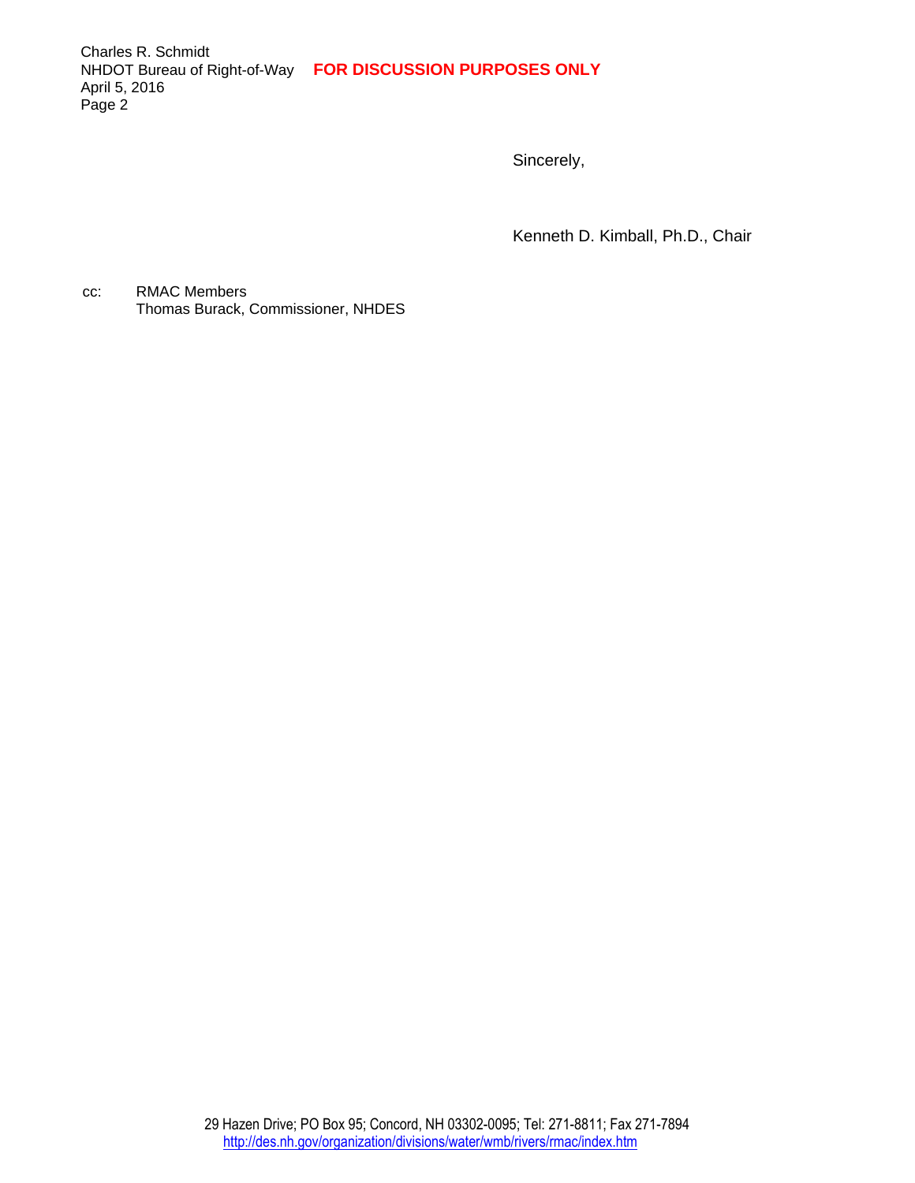**FOR DISCUSSION PURPOSES ONLY**

Sincerely,

Kenneth D. Kimball, Ph.D., Chair

cc: RMAC Members
Thomas Burack, Commissioner, NHDES

29 Hazen Drive; PO Box 95; Concord, NH 03302-0095; Tel: 271-8811; Fax 271-7894
http://des.nh.gov/organization/divisions/water/wmb/rivers/rmac/index.htm